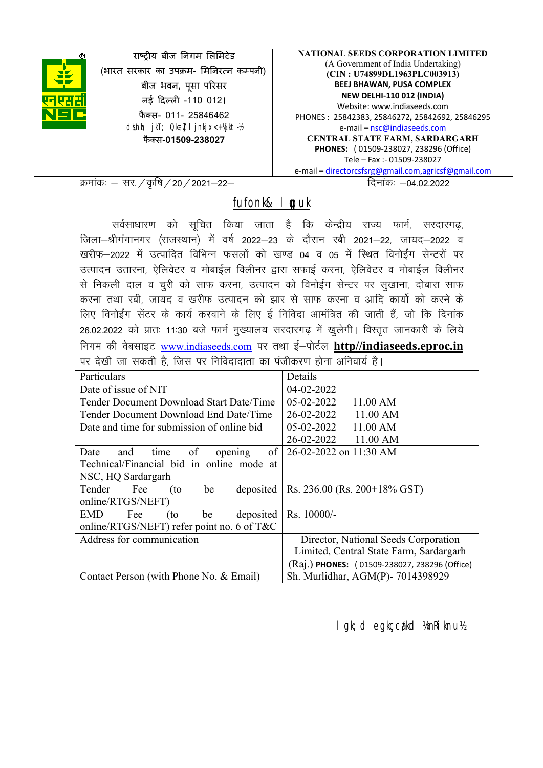राष्ट्रीय बीज निगम लिमिटेड
(भारत सरकार का उपक्रम- मिनिरत्न कम्पनी)
बीज भवन, पूसा परिसर
नई दिल्ली -110 012।
फैक्स- 011- 25846462
केन्द्रीय राज्य फार्म, सरदारगढ़ (राज.)
फैक्स-01509-238027

**NATIONAL SEEDS CORPORATION LIMITED**
(A Government of India Undertaking)
**(CIN : U74899DL1963PLC003913)**
**BEEJ BHAWAN, PUSA COMPLEX**
**NEW DELHI-110 012 (INDIA)**
Website: www.indiaseeds.com
PHONES : 25842383, 25846272, 25842692, 25846295
e-mail – nsc@indiaseeds.com
**CENTRAL STATE FARM, SARDARGARH**
**PHONES:** ( 01509-238027, 238296 (Office)
Tele – Fax :- 01509-238027
e-mail – directorcsfsrg@gmail.com,agricsf@gmail.com

क्रमांकः – सर./कृषि/20/2021–22–  दिनांकः –04.02.2022

# निविदा- सूचना

सर्वसाधारण को सूचित किया जाता है कि केन्द्रीय राज्य फार्म, सरदारगढ़, जिला–श्रीगंगानगर (राजस्थान) में वर्ष 2022–23 के दौरान रबी 2021–22, जायद–2022 व खरीफ–2022 में उत्पादित विभिन्न फसलों को खण्ड 04 व 05 में स्थित विनोईंग सेन्टरों पर उत्पादन उतारना, ऐलिवेटर व मोबाईल क्लीनर द्वारा सफाई करना, ऐलिवेटर व मोबाईल क्लीनर से निकली दाल व चुरी को साफ करना, उत्पादन को विनोईंग सेन्टर पर सुखाना, दोबारा साफ करना तथा रबी, जायद व खरीफ उत्पादन को झार से साफ करना व आदि कार्यो को करने के लिए विनोईंग सेंटर के कार्य करवाने के लिए ई निविदा आमंत्रित की जाती हैं, जो कि दिनांक 26.02.2022 को प्रातः 11:30 बजे फार्म मुख्यालय सरदारगढ़ में खुलेगी। विस्तृत जानकारी के लिये निगम की वेबसाइट www.indiaseeds.com पर तथा ई–पोर्टल **http//indiaseeds.eproc.in** पर देखी जा सकती है, जिस पर निविदादाता का पंजीकरण होना अनिवार्य है।

| Particulars | Details |
|---|---|
| Date of issue of NIT | 04-02-2022 |
| Tender Document Download Start Date/Time | 05-02-2022 11.00 AM |
| Tender Document Download End Date/Time | 26-02-2022 11.00 AM |
| Date and time for submission of online bid | 05-02-2022 11.00 AM<br>26-02-2022 11.00 AM |
| Date and time of opening of Technical/Financial bid in online mode at NSC, HQ Sardargarh | 26-02-2022 on 11:30 AM |
| Tender Fee (to be deposited online/RTGS/NEFT) | Rs. 236.00 (Rs. 200+18% GST) |
| EMD Fee (to be deposited online/RTGS/NEFT) refer point no. 6 of T&C | Rs. 10000/- |
| Address for communication | Director, National Seeds Corporation Limited, Central State Farm, Sardargarh (Raj.) **PHONES:** ( 01509-238027, 238296 (Office) |
| Contact Person (with Phone No. & Email) | Sh. Murlidhar, AGM(P)- 7014398929 |

सहायक महाप्रबंधक (उत्पादन)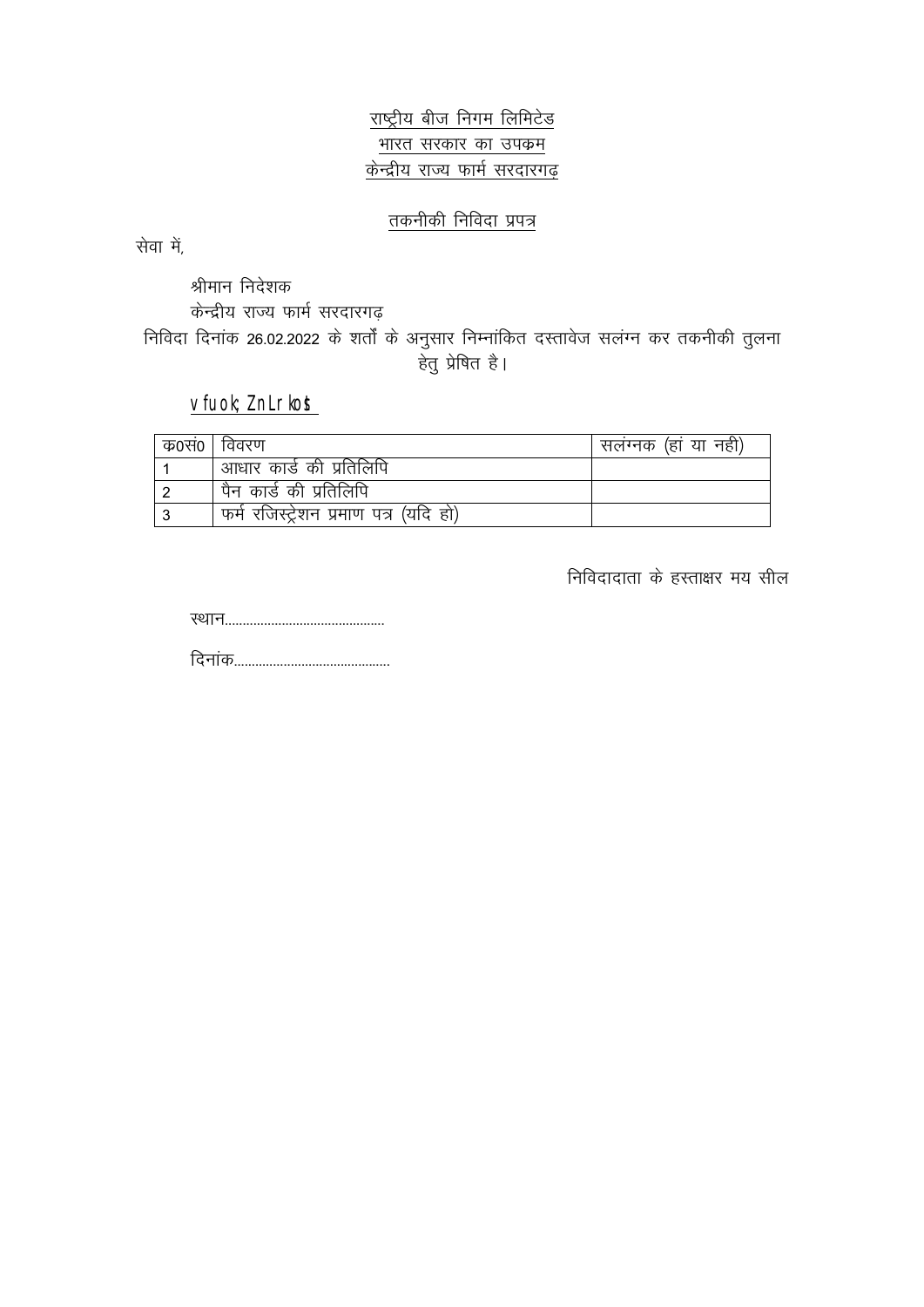राष्ट्रीय बीज निगम लिमिटेड
भारत सरकार का उपक्रम
केन्द्रीय राज्य फार्म सरदारगढ़

तकनीकी निविदा प्रपत्र

सेवा में,

श्रीमान निदेशक
केन्द्रीय राज्य फार्म सरदारगढ़

निविदा दिनांक 26.02.2022 के शर्तों के अनुसार निम्नांकित दस्तावेज सलंग्न कर तकनीकी तुलना हेतु प्रेषित है।

vfuok; ZnLrkost

| क0सं0 | विवरण | सलंग्नक (हां या नही) |
|---|---|---|
| 1 | आधार कार्ड की प्रतिलिपि | |
| 2 | पैन कार्ड की प्रतिलिपि | |
| 3 | फर्म रजिस्ट्रेशन प्रमाण पत्र (यदि हो) | |

निविदादाता के हस्ताक्षर मय सील

स्थान.............................................

दिनांक...........................................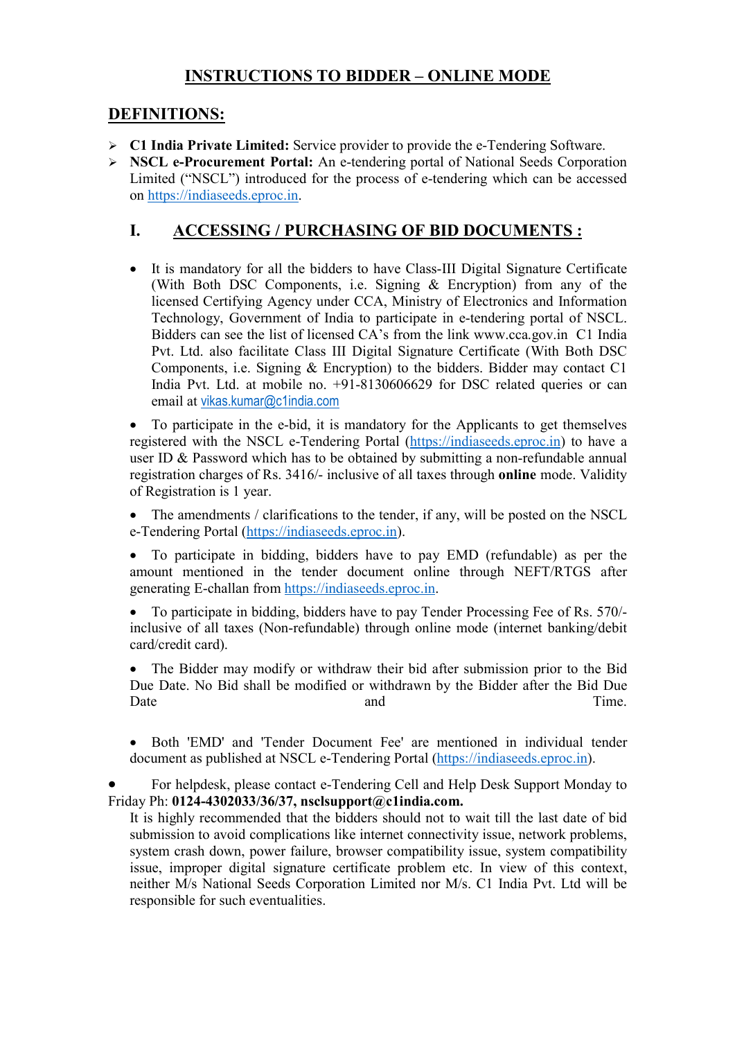# INSTRUCTIONS TO BIDDER – ONLINE MODE

## DEFINITIONS:

- **C1 India Private Limited:** Service provider to provide the e-Tendering Software.
- **NSCL e-Procurement Portal:** An e-tendering portal of National Seeds Corporation Limited ("NSCL") introduced for the process of e-tendering which can be accessed on https://indiaseeds.eproc.in.

## I. ACCESSING / PURCHASING OF BID DOCUMENTS :

- It is mandatory for all the bidders to have Class-III Digital Signature Certificate (With Both DSC Components, i.e. Signing & Encryption) from any of the licensed Certifying Agency under CCA, Ministry of Electronics and Information Technology, Government of India to participate in e-tendering portal of NSCL. Bidders can see the list of licensed CA's from the link www.cca.gov.in C1 India Pvt. Ltd. also facilitate Class III Digital Signature Certificate (With Both DSC Components, i.e. Signing & Encryption) to the bidders. Bidder may contact C1 India Pvt. Ltd. at mobile no. +91-8130606629 for DSC related queries or can email at vikas.kumar@c1india.com

- To participate in the e-bid, it is mandatory for the Applicants to get themselves registered with the NSCL e-Tendering Portal (https://indiaseeds.eproc.in) to have a user ID & Password which has to be obtained by submitting a non-refundable annual registration charges of Rs. 3416/- inclusive of all taxes through **online** mode. Validity of Registration is 1 year.

- The amendments / clarifications to the tender, if any, will be posted on the NSCL e-Tendering Portal (https://indiaseeds.eproc.in).

- To participate in bidding, bidders have to pay EMD (refundable) as per the amount mentioned in the tender document online through NEFT/RTGS after generating E-challan from https://indiaseeds.eproc.in.

- To participate in bidding, bidders have to pay Tender Processing Fee of Rs. 570/- inclusive of all taxes (Non-refundable) through online mode (internet banking/debit card/credit card).

- The Bidder may modify or withdraw their bid after submission prior to the Bid Due Date. No Bid shall be modified or withdrawn by the Bidder after the Bid Due Date and Time.

- Both 'EMD' and 'Tender Document Fee' are mentioned in individual tender document as published at NSCL e-Tendering Portal (https://indiaseeds.eproc.in).

- For helpdesk, please contact e-Tendering Cell and Help Desk Support Monday to Friday Ph: **0124-4302033/36/37, nsclsupport@c1india.com.**

  It is highly recommended that the bidders should not to wait till the last date of bid submission to avoid complications like internet connectivity issue, network problems, system crash down, power failure, browser compatibility issue, system compatibility issue, improper digital signature certificate problem etc. In view of this context, neither M/s National Seeds Corporation Limited nor M/s. C1 India Pvt. Ltd will be responsible for such eventualities.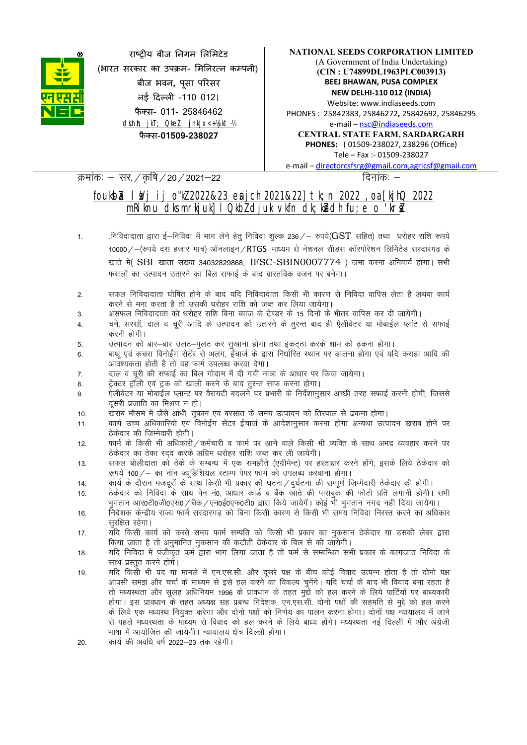राष्ट्रीय बीज निगम लिमिटेड
(भारत सरकार का उपक्रम- मिनिरत्न कम्पनी)
बीज भवन, पूसा परिसर
नई दिल्ली -110 012।
फैक्स- 011- 25846462
dsUnzh; jkT; QkeZ] ljnkjx<+ ¼jkt-½
फैक्स-01509-238027

**NATIONAL SEEDS CORPORATION LIMITED**
(A Government of India Undertaking)
**(CIN : U74899DL1963PLC003913)**
**BEEJ BHAWAN, PUSA COMPLEX**
**NEW DELHI-110 012 (INDIA)**
Website: www.indiaseeds.com
PHONES : 25842383, 25846272, 25842692, 25846295
e-mail – nsc@indiaseeds.com
**CENTRAL STATE FARM, SARDARGARH**
**PHONES:** ( 01509-238027, 238296 (Office)
Tele – Fax :- 01509-238027
e-mail – directorcsfsrg@gmail.com,agricsf@gmail.com

क्रमांकः – सर. / कृषि / 20 / 2021–22 दिनांकः –

## foukbZa lsVj ij o"kZ2022&23 esa jch 2021&22] tk;n 2022 ,oa [kjhQ 2022 mRiknu dks mrkjuk] lQkbZ djuk vkfn dk;ksZa dh fu;e o 'krsZ

1. .निविदादाता द्वारा ई–निविदा में भाग लेने हेतु निविदा शुल्क 236 / – रुपये(GST सहित) तथा धरोहर राशि रूपये 10000 / –(रुपये दस हजार मात्र) ऑनलाइन / RTGS माध्यम से नेशनल सीड्स कॉरपोरेशन लिमिटेड सरदारगढ़ के खाते में( SBI खाता संख्या 34032829868, IFSC-SBIN0007774 ) जमा करना अनिवार्य होगा। सभी फसलों का उत्पादन उतारने का बिल सफाई के बाद वास्तविक वजन पर बनेगा।
2. सफल निविदादाता घोषित होने के बाद यदि निविदादाता किसी भी कारण से निविदा वापिस लेता है अथवा कार्य करने से मना करता है तो उसकी धरोहर राशि को जब्त कर लिया जायेगा।
3. असफल निविदादाता को धरोहर राशि बिना ब्याज के टेण्डर के 15 दिनों के भीतर वापिस कर दी जायेगी।
4. चने, सरसों, दाल व चूरी आदि के उत्पादन को उतारने के तुरन्त बाद ही ऐलीवेटर या मोबाईल प्लांट से सफाई करनी होगी।
5. उत्पादन को बार–बार उलट–पुलट कर सुखाना होगा तथा इकट्ठा करके शाम को ढ़कना होगा।
6. बाथू एवं कचरा विनोईंग सेटंर से अलग, ईंचार्ज के द्वारा निर्धारित स्थान पर डालना होगा एवं यदि कराहा आदि की आवश्यकता होती है तो वह फार्म उपलब्ध करवा देगा।
7. दाल व चूरी की सफाई का बिल गोदाम में दी गयी मात्रा के आधार पर किया जायेगा।
8. ट्रेक्टर ट्रॉली एवं ट्रक को खाली करने के बाद तुरन्त साफ करना होगा।
9. ऐलीवेटर या मोबाईल प्लान्ट पर वैरायटी बदलने पर प्रभारी के निर्देशानुसार अच्छी तरह सफाई करनी होगी, जिससे दूसरी प्रजाति का मिश्रण न हो।
10. खराब मौसम में जैसे आंधी, तुफान एवं बरसात के समय उत्पादन को तिरपाल से ढ़कना होगा।
11. कार्य उच्च अधिकारियों एवं विनोईंग सेंटर ईंचार्ज के आदेशानुसार करना होगा अन्यथा उत्पादन खराब होने पर ठेकेदार की जिम्मेदारी होगी।
12. फार्म के किसी भी अधिकारी / कर्मचारी व फार्म पर आने वाले किसी भी व्यक्ति के साथ अभद्र व्यवहार करने पर ठेकेदार का ठेका रद्द करके अग्रिम धरोहर राशि जब्त कर ली जायेगी।
13. सफल बोलीदाता को ठेके के सम्बन्ध में एक समझौते (एग्रीमेन्ट) पर हस्ताक्षर करने होंगे, इसके लिये ठेकेदार को रूपये 100 / – का नॉन ज्यूडिशियल स्टाम्प पेपर फार्म को उपलब्ध करवाना होगा।
14. कार्य के दौरान मजदूरों के साथ किसी भी प्रकार की घटना / दुर्घटना की सम्पूर्ण जिम्मेदारी ठेकेदार की होगी।
15. ठेकेदार को निविदा के साथ पेन नं0, आधार कार्ड व बैंक खाते की पासबुक की फोटो प्रति लगानी होगी। सभी भुगतान आर0टी0जी0एस0 / चैक / एन0ई0एफ0टी0 द्वारा किये जायेगें। कोई भी भुगतान नगद नही दिया जायेगा।
16. निदेशक केन्द्रीय राज्य फार्म सरदारगढ़ को बिना किसी कारण से किसी भी समय निविदा निरस्त करने का अधिकार सुरक्षित रहेगा।
17. यदि किसी कार्य को करते समय फार्म सम्पति को किसी भी प्रकार का नुकसान ठेकेदार या उसकी लेबर द्वारा किया जाता है तो अनुमानित नुकसान की कटौती ठेकेदार के बिल से की जायेगी।
18. यदि निविदा में पंजीकृत फर्म द्वारा भाग लिया जाता है तो फर्म से सम्बन्धित सभी प्रकार के कागजात निविदा के साथ प्रस्तुत करने होंगे।
19. यदि किसी भी पद या मामले में एन.एस.सी. और दूसरे पक्ष के बीच कोई विवाद उत्पन्न होता है तो दोनो पक्ष आपसी समझ और चर्चा के माध्यम से इसे हल करने का विकल्प चुनेंगे। यदि चर्चा के बाद भी विवाद बना रहता है तो मध्यस्थता और सुलह अधिनियम 1996 के प्रावधान के तहत मुद्दों को हल करने के लिये पार्टियों पर बाध्यकारी होगा। इस प्रावधान के तहत अध्यक्ष सह प्रबन्ध निदेशक, एन.एस.सी. दोनो पक्षों की सहमति से मुद्दे को हल करने के लिये एक मध्यस्थ नियुक्त करेगा और दोनो पक्षों को निर्णय का पालन करना होगा। दोनों पक्ष न्यायालय में जाने से पहले मध्यस्थता के माध्यम से विवाद को हल करने के लिये बाध्य होंगे। मध्यस्थता नई दिल्ली में और अंग्रेजी भाषा में आयोजित की जायेगी। न्यायालय क्षेत्र दिल्ली होगा।
20. कार्य की अवधि वर्ष 2022–23 तक रहेगी।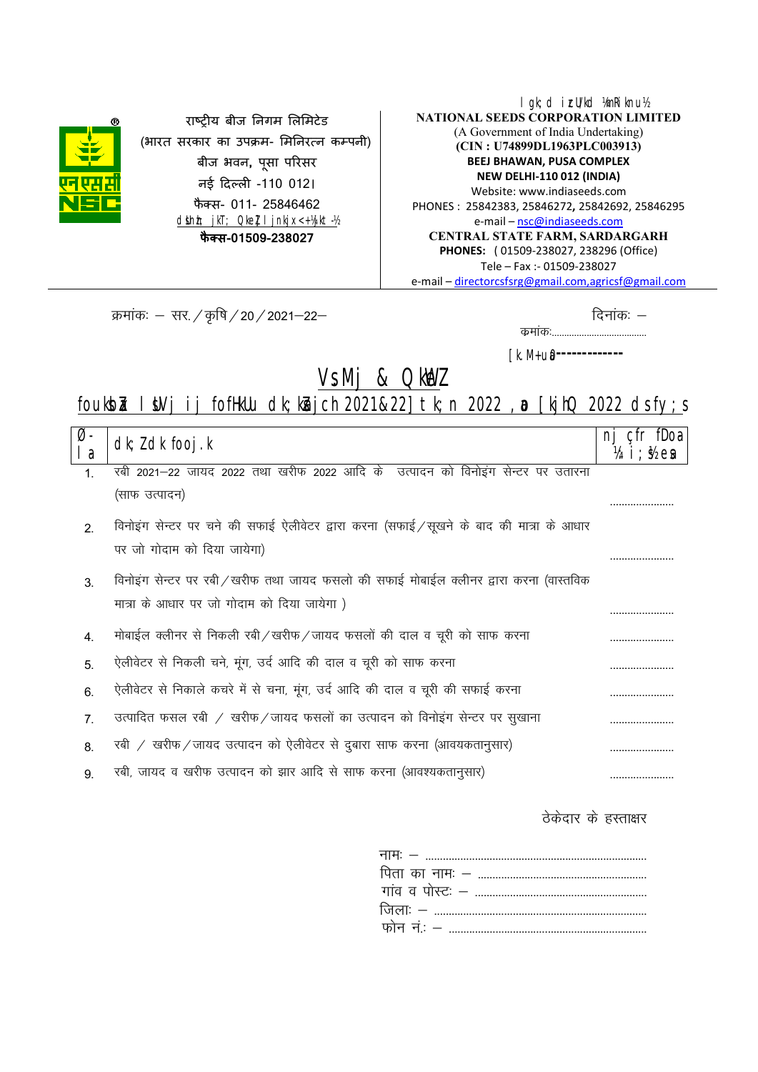| | |
|---|---|
| राष्ट्रीय बीज निगम लिमिटेड<br>(भारत सरकार का उपक्रम- मिनिरत्न कम्पनी)<br>बीज भवन, पूसा परिसर<br>नई दिल्ली -110 012।<br>फैक्स- 011- 25846462<br>केन्द्रीय राज्य फार्म सरदारगढ़ (राज.)<br>**फैक्स-01509-238027** | सहायक प्रबंधक (उत्पादन)<br>**NATIONAL SEEDS CORPORATION LIMITED**<br>(A Government of India Undertaking)<br>**(CIN : U74899DL1963PLC003913)**<br>**BEEJ BHAWAN, PUSA COMPLEX**<br>**NEW DELHI-110 012 (INDIA)**<br>Website: www.indiaseeds.com<br>PHONES : 25842383, 25846272, 25842692, 25846295<br>e-mail – nsc@indiaseeds.com<br>**CENTRAL STATE FARM, SARDARGARH**<br>**PHONES:** ( 01509-238027, 238296 (Office)<br>Tele – Fax :- 01509-238027<br>e-mail – directorcsfsrg@gmail.com,agricsf@gmail.com |

क्रमांकः – सर./कृषि/20/2021–22–

दिनांकः –

क्रमांकः.......................................

खण्ड नं०-------------

# टेंडर – फार्म

## विनोइंग सेन्टर पर विभिन्न कार्यों रबी 2021-22, जायद 2022 एवं खरीफ 2022 के लिये

| क्र.सं. | कार्य का विवरण | दर प्रति क्विं. (रुपये में) |
|---|---|---|
| 1. | रबी 2021–22 जायद 2022 तथा खरीफ 2022 आदि के उत्पादन को विनोइंग सेन्टर पर उतारना (साफ उत्पादन) | ...................... |
| 2. | विनोइंग सेन्टर पर चने की सफाई ऐलीवेटर द्वारा करना (सफाई/सूखने के बाद की मात्रा के आधार पर जो गोदाम को दिया जायेगा) | ...................... |
| 3. | विनोइंग सेन्टर पर रबी/खरीफ तथा जायद फसलो की सफाई मोबाईल क्लीनर द्वारा करना (वास्तविक मात्रा के आधार पर जो गोदाम को दिया जायेगा ) | ...................... |
| 4. | मोबाईल क्लीनर से निकली रबी/खरीफ/जायद फसलों की दाल व चूरी को साफ करना | ...................... |
| 5. | ऐलीवेटर से निकली चने, मूंग, उर्द आदि की दाल व चूरी को साफ करना | ...................... |
| 6. | ऐलीवेटर से निकाले कचरे में से चना, मूंग, उर्द आदि की दाल व चूरी की सफाई करना | ...................... |
| 7. | उत्पादित फसल रबी / खरीफ/जायद फसलों का उत्पादन को विनोइंग सेन्टर पर सुखाना | ...................... |
| 8. | रबी / खरीफ/जायद उत्पादन को ऐलीवेटर से दुबारा साफ करना (आवयकतानुसार) | ...................... |
| 9. | रबी, जायद व खरीफ उत्पादन को झार आदि से साफ करना (आवश्यकतानुसार) | ...................... |

ठेकेदार के हस्ताक्षर

नामः – ..........................................................................

पिता का नामः – ........................................................

गांव व पोस्टः – ........................................................

जिलाः – ......................................................................

फोन नं.: – .................................................................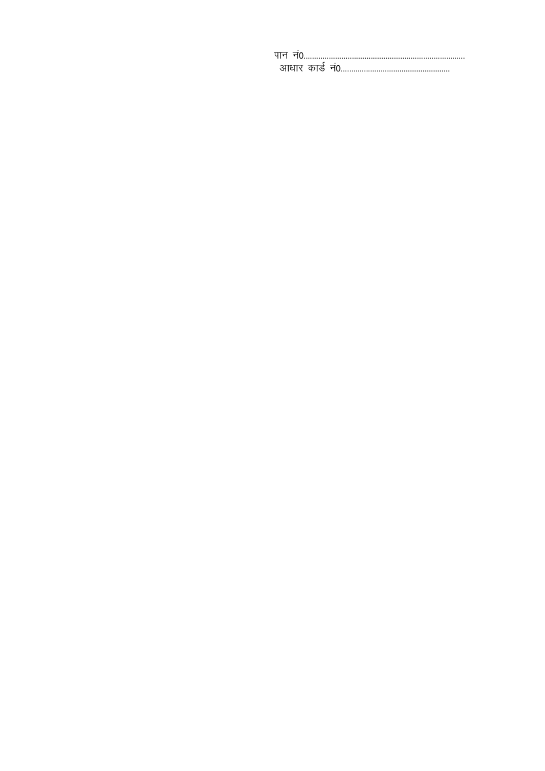पान नं0............................................................................

आधार कार्ड नं0....................................................